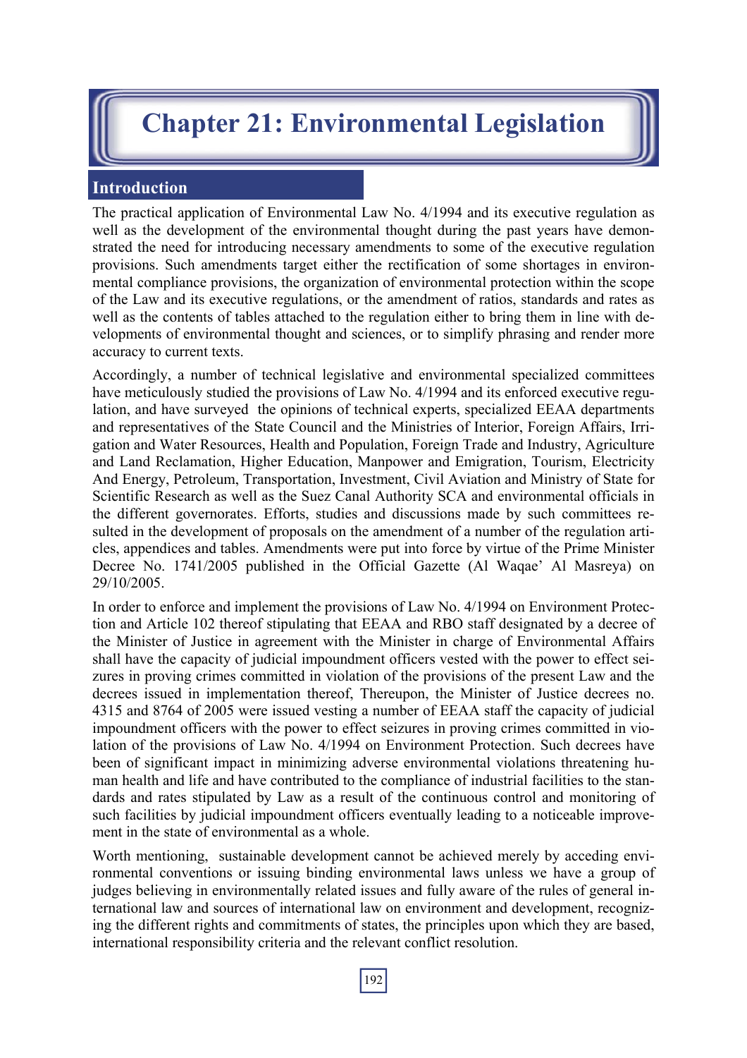# Chapter 21: Environmental Legislation

## Introduction

The practical application of Environmental Law No. 4/1994 and its executive regulation as well as the development of the environmental thought during the past years have demonstrated the need for introducing necessary amendments to some of the executive regulation provisions. Such amendments target either the rectification of some shortages in environmental compliance provisions, the organization of environmental protection within the scope of the Law and its executive regulations, or the amendment of ratios, standards and rates as well as the contents of tables attached to the regulation either to bring them in line with developments of environmental thought and sciences, or to simplify phrasing and render more accuracy to current texts.

Accordingly, a number of technical legislative and environmental specialized committees have meticulously studied the provisions of Law No. 4/1994 and its enforced executive regulation, and have surveyed the opinions of technical experts, specialized EEAA departments and representatives of the State Council and the Ministries of Interior, Foreign Affairs, Irrigation and Water Resources, Health and Population, Foreign Trade and Industry, Agriculture and Land Reclamation, Higher Education, Manpower and Emigration, Tourism, Electricity And Energy, Petroleum, Transportation, Investment, Civil Aviation and Ministry of State for Scientific Research as well as the Suez Canal Authority SCA and environmental officials in the different governorates. Efforts, studies and discussions made by such committees resulted in the development of proposals on the amendment of a number of the regulation articles, appendices and tables. Amendments were put into force by virtue of the Prime Minister Decree No. 1741/2005 published in the Official Gazette (Al Waqae' Al Masreya) on 29/10/2005.

In order to enforce and implement the provisions of Law No. 4/1994 on Environment Protection and Article 102 thereof stipulating that EEAA and RBO staff designated by a decree of the Minister of Justice in agreement with the Minister in charge of Environmental Affairs shall have the capacity of judicial impoundment officers vested with the power to effect seizures in proving crimes committed in violation of the provisions of the present Law and the decrees issued in implementation thereof, Thereupon, the Minister of Justice decrees no. 4315 and 8764 of 2005 were issued vesting a number of EEAA staff the capacity of judicial impoundment officers with the power to effect seizures in proving crimes committed in violation of the provisions of Law No. 4/1994 on Environment Protection. Such decrees have been of significant impact in minimizing adverse environmental violations threatening human health and life and have contributed to the compliance of industrial facilities to the standards and rates stipulated by Law as a result of the continuous control and monitoring of such facilities by judicial impoundment officers eventually leading to a noticeable improvement in the state of environmental as a whole.

Worth mentioning, sustainable development cannot be achieved merely by acceding environmental conventions or issuing binding environmental laws unless we have a group of judges believing in environmentally related issues and fully aware of the rules of general international law and sources of international law on environment and development, recognizing the different rights and commitments of states, the principles upon which they are based, international responsibility criteria and the relevant conflict resolution.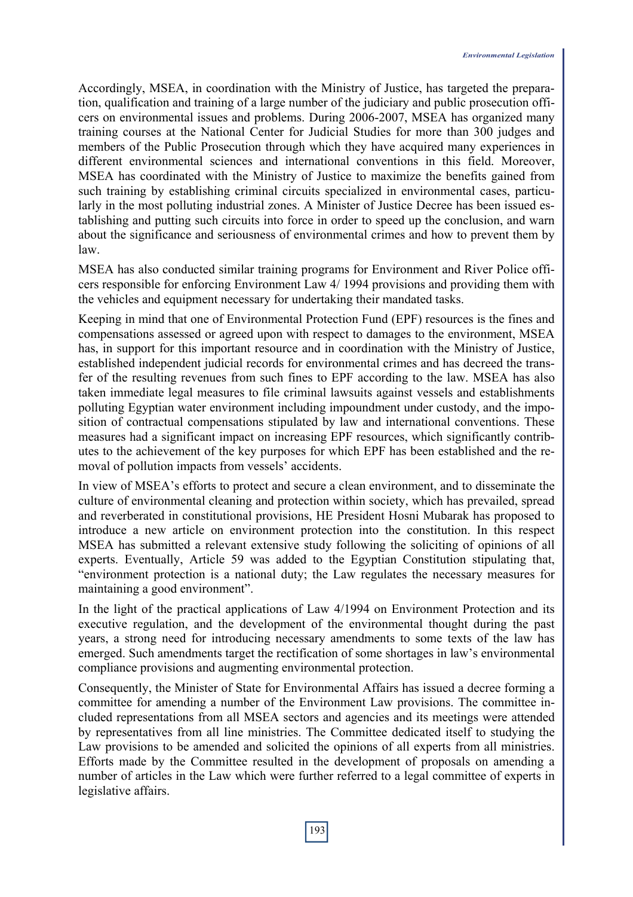Accordingly, MSEA, in coordination with the Ministry of Justice, has targeted the preparation, qualification and training of a large number of the judiciary and public prosecution officers on environmental issues and problems. During 2006-2007, MSEA has organized many training courses at the National Center for Judicial Studies for more than 300 judges and members of the Public Prosecution through which they have acquired many experiences in different environmental sciences and international conventions in this field. Moreover, MSEA has coordinated with the Ministry of Justice to maximize the benefits gained from such training by establishing criminal circuits specialized in environmental cases, particularly in the most polluting industrial zones. A Minister of Justice Decree has been issued establishing and putting such circuits into force in order to speed up the conclusion, and warn about the significance and seriousness of environmental crimes and how to prevent them by law.

MSEA has also conducted similar training programs for Environment and River Police officers responsible for enforcing Environment Law 4/ 1994 provisions and providing them with the vehicles and equipment necessary for undertaking their mandated tasks.

Keeping in mind that one of Environmental Protection Fund (EPF) resources is the fines and compensations assessed or agreed upon with respect to damages to the environment, MSEA has, in support for this important resource and in coordination with the Ministry of Justice, established independent judicial records for environmental crimes and has decreed the transfer of the resulting revenues from such fines to EPF according to the law. MSEA has also taken immediate legal measures to file criminal lawsuits against vessels and establishments polluting Egyptian water environment including impoundment under custody, and the imposition of contractual compensations stipulated by law and international conventions. These measures had a significant impact on increasing EPF resources, which significantly contributes to the achievement of the key purposes for which EPF has been established and the removal of pollution impacts from vessels' accidents.

In view of MSEA's efforts to protect and secure a clean environment, and to disseminate the culture of environmental cleaning and protection within society, which has prevailed, spread and reverberated in constitutional provisions, HE President Hosni Mubarak has proposed to introduce a new article on environment protection into the constitution. In this respect MSEA has submitted a relevant extensive study following the soliciting of opinions of all experts. Eventually, Article 59 was added to the Egyptian Constitution stipulating that, "environment protection is a national duty; the Law regulates the necessary measures for maintaining a good environment".

In the light of the practical applications of Law 4/1994 on Environment Protection and its executive regulation, and the development of the environmental thought during the past years, a strong need for introducing necessary amendments to some texts of the law has emerged. Such amendments target the rectification of some shortages in law's environmental compliance provisions and augmenting environmental protection.

Consequently, the Minister of State for Environmental Affairs has issued a decree forming a committee for amending a number of the Environment Law provisions. The committee included representations from all MSEA sectors and agencies and its meetings were attended by representatives from all line ministries. The Committee dedicated itself to studying the Law provisions to be amended and solicited the opinions of all experts from all ministries. Efforts made by the Committee resulted in the development of proposals on amending a number of articles in the Law which were further referred to a legal committee of experts in legislative affairs.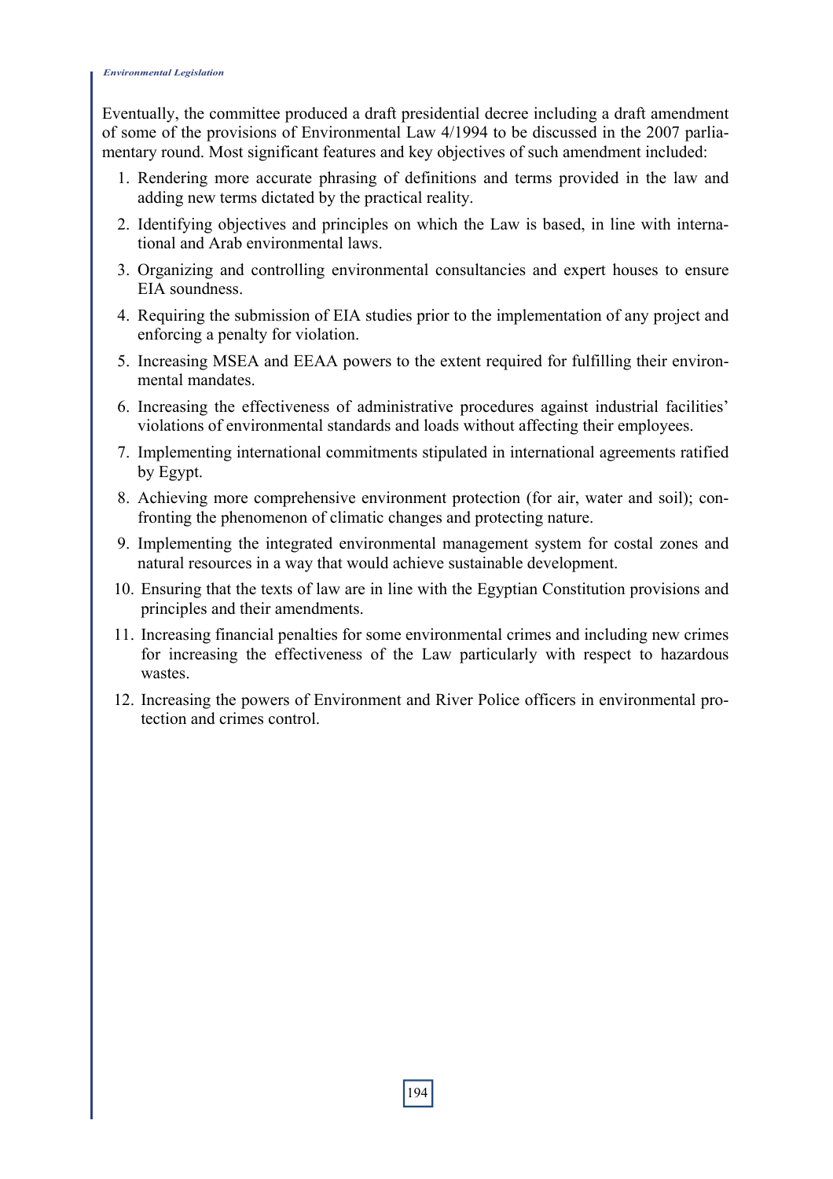Eventually, the committee produced a draft presidential decree including a draft amendment of some of the provisions of Environmental Law 4/1994 to be discussed in the 2007 parliamentary round. Most significant features and key objectives of such amendment included:

1. Rendering more accurate phrasing of definitions and terms provided in the law and adding new terms dictated by the practical reality.
2. Identifying objectives and principles on which the Law is based, in line with international and Arab environmental laws.
3. Organizing and controlling environmental consultancies and expert houses to ensure EIA soundness.
4. Requiring the submission of EIA studies prior to the implementation of any project and enforcing a penalty for violation.
5. Increasing MSEA and EEAA powers to the extent required for fulfilling their environmental mandates.
6. Increasing the effectiveness of administrative procedures against industrial facilities' violations of environmental standards and loads without affecting their employees.
7. Implementing international commitments stipulated in international agreements ratified by Egypt.
8. Achieving more comprehensive environment protection (for air, water and soil); confronting the phenomenon of climatic changes and protecting nature.
9. Implementing the integrated environmental management system for costal zones and natural resources in a way that would achieve sustainable development.
10. Ensuring that the texts of law are in line with the Egyptian Constitution provisions and principles and their amendments.
11. Increasing financial penalties for some environmental crimes and including new crimes for increasing the effectiveness of the Law particularly with respect to hazardous wastes.
12. Increasing the powers of Environment and River Police officers in environmental protection and crimes control.